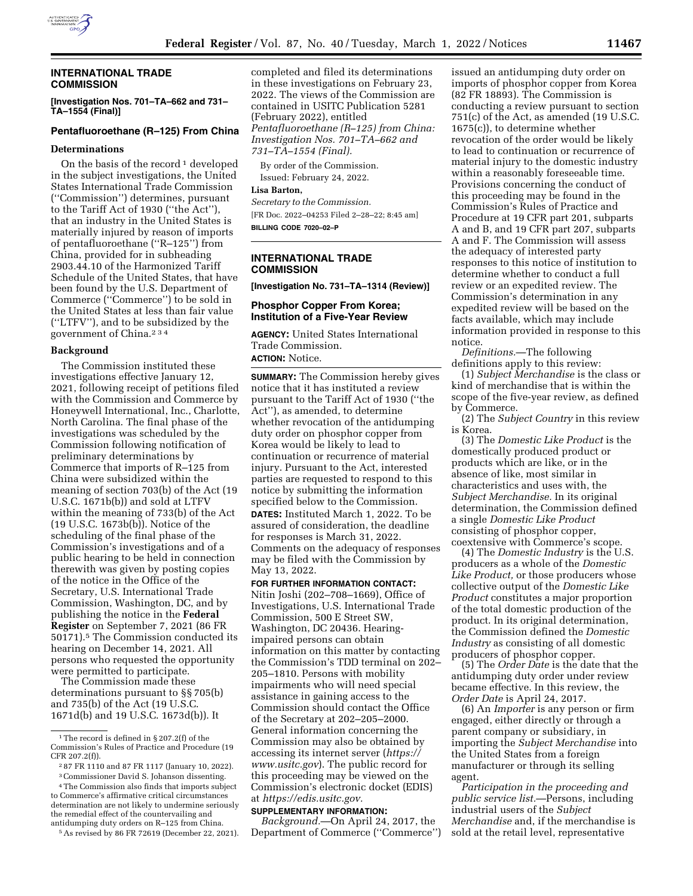## INTERNATIONAL TRADE COMMISSION

**[Investigation Nos. 701–TA–662 and 731–TA–1554 (Final)]**

### Pentafluoroethane (R–125) From China

#### Determinations

On the basis of the record[1] developed in the subject investigations, the United States International Trade Commission (''Commission'') determines, pursuant to the Tariff Act of 1930 (''the Act''), that an industry in the United States is materially injured by reason of imports of pentafluoroethane (''R–125'') from China, provided for in subheading 2903.44.10 of the Harmonized Tariff Schedule of the United States, that have been found by the U.S. Department of Commerce (''Commerce'') to be sold in the United States at less than fair value (''LTFV''), and to be subsidized by the government of China.[2] [3] [4]

#### Background

The Commission instituted these investigations effective January 12, 2021, following receipt of petitions filed with the Commission and Commerce by Honeywell International, Inc., Charlotte, North Carolina. The final phase of the investigations was scheduled by the Commission following notification of preliminary determinations by Commerce that imports of R–125 from China were subsidized within the meaning of section 703(b) of the Act (19 U.S.C. 1671b(b)) and sold at LTFV within the meaning of 733(b) of the Act (19 U.S.C. 1673b(b)). Notice of the scheduling of the final phase of the Commission's investigations and of a public hearing to be held in connection therewith was given by posting copies of the notice in the Office of the Secretary, U.S. International Trade Commission, Washington, DC, and by publishing the notice in the **Federal Register** on September 7, 2021 (86 FR 50171).[5] The Commission conducted its hearing on December 14, 2021. All persons who requested the opportunity were permitted to participate.

The Commission made these determinations pursuant to §§ 705(b) and 735(b) of the Act (19 U.S.C. 1671d(b) and 19 U.S.C. 1673d(b)). It completed and filed its determinations in these investigations on February 23, 2022. The views of the Commission are contained in USITC Publication 5281 (February 2022), entitled *Pentafluoroethane (R–125) from China: Investigation Nos. 701–TA–662 and 731–TA–1554 (Final).*

By order of the Commission.

Issued: February 24, 2022.

**Lisa Barton,**

*Secretary to the Commission.*

[FR Doc. 2022–04253 Filed 2–28–22; 8:45 am]

**BILLING CODE 7020–02–P**

[1] The record is defined in § 207.2(f) of the Commission's Rules of Practice and Procedure (19 CFR 207.2(f)).

[2] 87 FR 1110 and 87 FR 1117 (January 10, 2022).

[3] Commissioner David S. Johanson dissenting.

[4] The Commission also finds that imports subject to Commerce's affirmative critical circumstances determination are not likely to undermine seriously the remedial effect of the countervailing and antidumping duty orders on R–125 from China.

[5] As revised by 86 FR 72619 (December 22, 2021).

## INTERNATIONAL TRADE COMMISSION

**[Investigation No. 731–TA–1314 (Review)]**

### Phosphor Copper From Korea; Institution of a Five-Year Review

**AGENCY:** United States International Trade Commission.

**ACTION:** Notice.

**SUMMARY:** The Commission hereby gives notice that it has instituted a review pursuant to the Tariff Act of 1930 (''the Act''), as amended, to determine whether revocation of the antidumping duty order on phosphor copper from Korea would be likely to lead to continuation or recurrence of material injury. Pursuant to the Act, interested parties are requested to respond to this notice by submitting the information specified below to the Commission.

**DATES:** Instituted March 1, 2022. To be assured of consideration, the deadline for responses is March 31, 2022. Comments on the adequacy of responses may be filed with the Commission by May 13, 2022.

**FOR FURTHER INFORMATION CONTACT:** Nitin Joshi (202–708–1669), Office of Investigations, U.S. International Trade Commission, 500 E Street SW, Washington, DC 20436. Hearing-impaired persons can obtain information on this matter by contacting the Commission's TDD terminal on 202–205–1810. Persons with mobility impairments who will need special assistance in gaining access to the Commission should contact the Office of the Secretary at 202–205–2000. General information concerning the Commission may also be obtained by accessing its internet server (*https://www.usitc.gov*). The public record for this proceeding may be viewed on the Commission's electronic docket (EDIS) at *https://edis.usitc.gov.*

**SUPPLEMENTARY INFORMATION:**

*Background.*—On April 24, 2017, the Department of Commerce (''Commerce'') issued an antidumping duty order on imports of phosphor copper from Korea (82 FR 18893). The Commission is conducting a review pursuant to section 751(c) of the Act, as amended (19 U.S.C. 1675(c)), to determine whether revocation of the order would be likely to lead to continuation or recurrence of material injury to the domestic industry within a reasonably foreseeable time. Provisions concerning the conduct of this proceeding may be found in the Commission's Rules of Practice and Procedure at 19 CFR part 201, subparts A and B, and 19 CFR part 207, subparts A and F. The Commission will assess the adequacy of interested party responses to this notice of institution to determine whether to conduct a full review or an expedited review. The Commission's determination in any expedited review will be based on the facts available, which may include information provided in response to this notice.

*Definitions.*—The following definitions apply to this review:

(1) *Subject Merchandise* is the class or kind of merchandise that is within the scope of the five-year review, as defined by Commerce.

(2) The *Subject Country* in this review is Korea.

(3) The *Domestic Like Product* is the domestically produced product or products which are like, or in the absence of like, most similar in characteristics and uses with, the *Subject Merchandise.* In its original determination, the Commission defined a single *Domestic Like Product* consisting of phosphor copper, coextensive with Commerce's scope.

(4) The *Domestic Industry* is the U.S. producers as a whole of the *Domestic Like Product,* or those producers whose collective output of the *Domestic Like Product* constitutes a major proportion of the total domestic production of the product. In its original determination, the Commission defined the *Domestic Industry* as consisting of all domestic producers of phosphor copper.

(5) The *Order Date* is the date that the antidumping duty order under review became effective. In this review, the *Order Date* is April 24, 2017.

(6) An *Importer* is any person or firm engaged, either directly or through a parent company or subsidiary, in importing the *Subject Merchandise* into the United States from a foreign manufacturer or through its selling agent.

*Participation in the proceeding and public service list.*—Persons, including industrial users of the *Subject Merchandise* and, if the merchandise is sold at the retail level, representative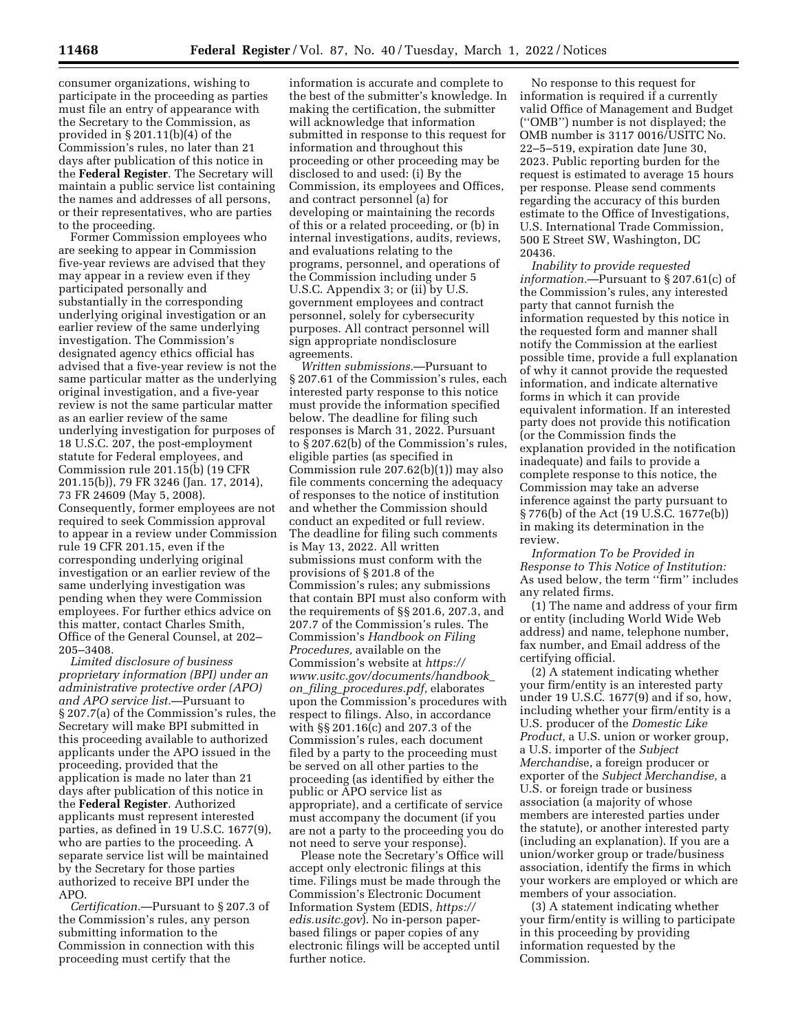consumer organizations, wishing to participate in the proceeding as parties must file an entry of appearance with the Secretary to the Commission, as provided in § 201.11(b)(4) of the Commission's rules, no later than 21 days after publication of this notice in the **Federal Register**. The Secretary will maintain a public service list containing the names and addresses of all persons, or their representatives, who are parties to the proceeding.

Former Commission employees who are seeking to appear in Commission five-year reviews are advised that they may appear in a review even if they participated personally and substantially in the corresponding underlying original investigation or an earlier review of the same underlying investigation. The Commission's designated agency ethics official has advised that a five-year review is not the same particular matter as the underlying original investigation, and a five-year review is not the same particular matter as an earlier review of the same underlying investigation for purposes of 18 U.S.C. 207, the post-employment statute for Federal employees, and Commission rule 201.15(b) (19 CFR 201.15(b)), 79 FR 3246 (Jan. 17, 2014), 73 FR 24609 (May 5, 2008). Consequently, former employees are not required to seek Commission approval to appear in a review under Commission rule 19 CFR 201.15, even if the corresponding underlying original investigation or an earlier review of the same underlying investigation was pending when they were Commission employees. For further ethics advice on this matter, contact Charles Smith, Office of the General Counsel, at 202–205–3408.

*Limited disclosure of business proprietary information (BPI) under an administrative protective order (APO) and APO service list.*—Pursuant to § 207.7(a) of the Commission's rules, the Secretary will make BPI submitted in this proceeding available to authorized applicants under the APO issued in the proceeding, provided that the application is made no later than 21 days after publication of this notice in the **Federal Register**. Authorized applicants must represent interested parties, as defined in 19 U.S.C. 1677(9), who are parties to the proceeding. A separate service list will be maintained by the Secretary for those parties authorized to receive BPI under the APO.

*Certification.*—Pursuant to § 207.3 of the Commission's rules, any person submitting information to the Commission in connection with this proceeding must certify that the information is accurate and complete to the best of the submitter's knowledge. In making the certification, the submitter will acknowledge that information submitted in response to this request for information and throughout this proceeding or other proceeding may be disclosed to and used: (i) By the Commission, its employees and Offices, and contract personnel (a) for developing or maintaining the records of this or a related proceeding, or (b) in internal investigations, audits, reviews, and evaluations relating to the programs, personnel, and operations of the Commission including under 5 U.S.C. Appendix 3; or (ii) by U.S. government employees and contract personnel, solely for cybersecurity purposes. All contract personnel will sign appropriate nondisclosure agreements.

*Written submissions.*—Pursuant to § 207.61 of the Commission's rules, each interested party response to this notice must provide the information specified below. The deadline for filing such responses is March 31, 2022. Pursuant to § 207.62(b) of the Commission's rules, eligible parties (as specified in Commission rule 207.62(b)(1)) may also file comments concerning the adequacy of responses to the notice of institution and whether the Commission should conduct an expedited or full review. The deadline for filing such comments is May 13, 2022. All written submissions must conform with the provisions of § 201.8 of the Commission's rules; any submissions that contain BPI must also conform with the requirements of §§ 201.6, 207.3, and 207.7 of the Commission's rules. The Commission's *Handbook on Filing Procedures,* available on the Commission's website at *https://www.usitc.gov/documents/handbook_on_filing_procedures.pdf,* elaborates upon the Commission's procedures with respect to filings. Also, in accordance with §§ 201.16(c) and 207.3 of the Commission's rules, each document filed by a party to the proceeding must be served on all other parties to the proceeding (as identified by either the public or APO service list as appropriate), and a certificate of service must accompany the document (if you are not a party to the proceeding you do not need to serve your response).

Please note the Secretary's Office will accept only electronic filings at this time. Filings must be made through the Commission's Electronic Document Information System (EDIS, *https://edis.usitc.gov*). No in-person paper-based filings or paper copies of any electronic filings will be accepted until further notice.

No response to this request for information is required if a currently valid Office of Management and Budget (''OMB'') number is not displayed; the OMB number is 3117 0016/USITC No. 22–5–519, expiration date June 30, 2023. Public reporting burden for the request is estimated to average 15 hours per response. Please send comments regarding the accuracy of this burden estimate to the Office of Investigations, U.S. International Trade Commission, 500 E Street SW, Washington, DC 20436.

*Inability to provide requested information.*—Pursuant to § 207.61(c) of the Commission's rules, any interested party that cannot furnish the information requested by this notice in the requested form and manner shall notify the Commission at the earliest possible time, provide a full explanation of why it cannot provide the requested information, and indicate alternative forms in which it can provide equivalent information. If an interested party does not provide this notification (or the Commission finds the explanation provided in the notification inadequate) and fails to provide a complete response to this notice, the Commission may take an adverse inference against the party pursuant to § 776(b) of the Act (19 U.S.C. 1677e(b)) in making its determination in the review.

*Information To be Provided in Response to This Notice of Institution:* As used below, the term ''firm'' includes any related firms.

(1) The name and address of your firm or entity (including World Wide Web address) and name, telephone number, fax number, and Email address of the certifying official.

(2) A statement indicating whether your firm/entity is an interested party under 19 U.S.C. 1677(9) and if so, how, including whether your firm/entity is a U.S. producer of the *Domestic Like Product,* a U.S. union or worker group, a U.S. importer of the *Subject Merchandise,* a foreign producer or exporter of the *Subject Merchandise,* a U.S. or foreign trade or business association (a majority of whose members are interested parties under the statute), or another interested party (including an explanation). If you are a union/worker group or trade/business association, identify the firms in which your workers are employed or which are members of your association.

(3) A statement indicating whether your firm/entity is willing to participate in this proceeding by providing information requested by the Commission.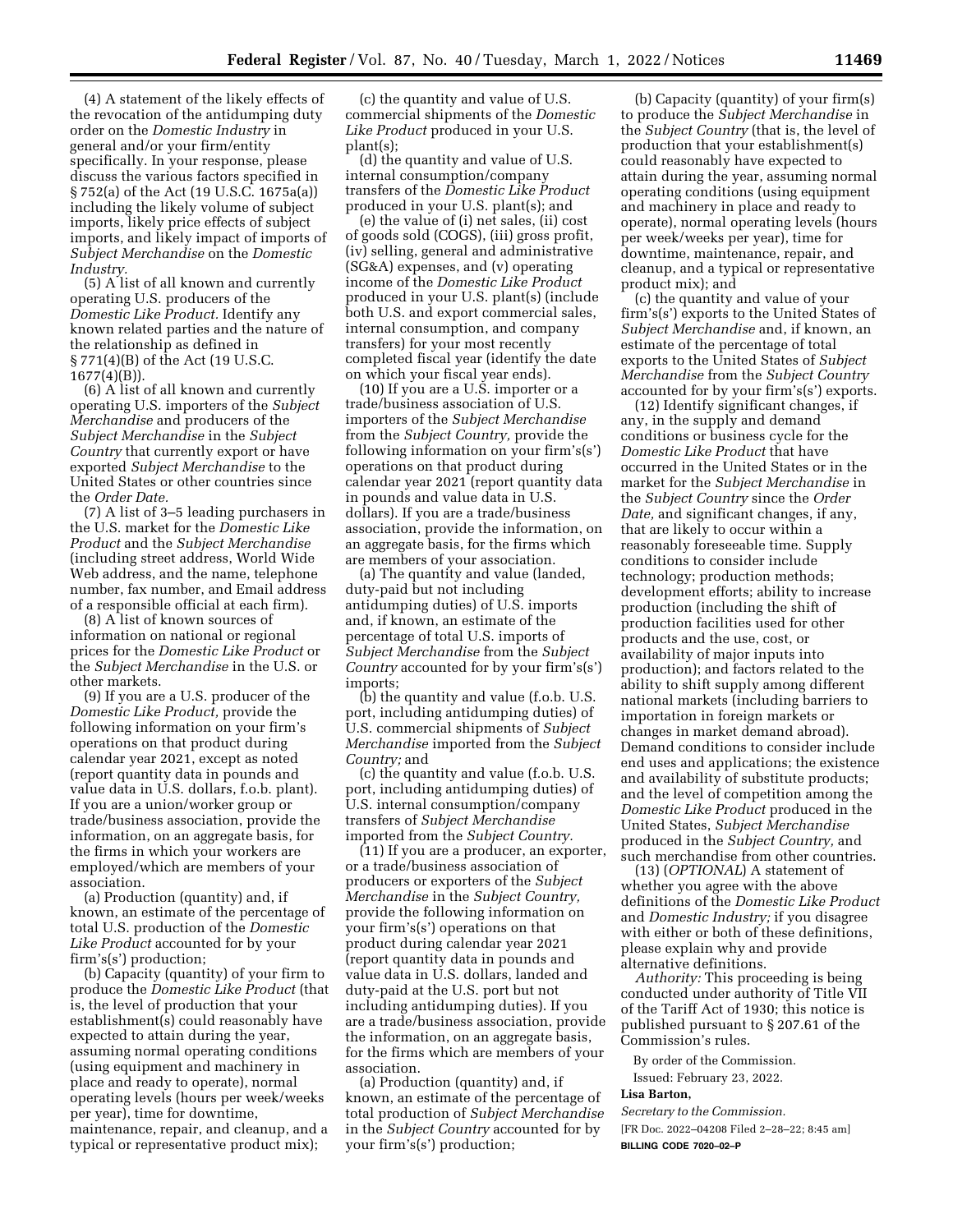(4) A statement of the likely effects of the revocation of the antidumping duty order on the *Domestic Industry* in general and/or your firm/entity specifically. In your response, please discuss the various factors specified in § 752(a) of the Act (19 U.S.C. 1675a(a)) including the likely volume of subject imports, likely price effects of subject imports, and likely impact of imports of *Subject Merchandise* on the *Domestic Industry.*

(5) A list of all known and currently operating U.S. producers of the *Domestic Like Product.* Identify any known related parties and the nature of the relationship as defined in § 771(4)(B) of the Act (19 U.S.C. 1677(4)(B)).

(6) A list of all known and currently operating U.S. importers of the *Subject Merchandise* and producers of the *Subject Merchandise* in the *Subject Country* that currently export or have exported *Subject Merchandise* to the United States or other countries since the *Order Date.*

(7) A list of 3–5 leading purchasers in the U.S. market for the *Domestic Like Product* and the *Subject Merchandise* (including street address, World Wide Web address, and the name, telephone number, fax number, and Email address of a responsible official at each firm).

(8) A list of known sources of information on national or regional prices for the *Domestic Like Product* or the *Subject Merchandise* in the U.S. or other markets.

(9) If you are a U.S. producer of the *Domestic Like Product,* provide the following information on your firm's operations on that product during calendar year 2021, except as noted (report quantity data in pounds and value data in U.S. dollars, f.o.b. plant). If you are a union/worker group or trade/business association, provide the information, on an aggregate basis, for the firms in which your workers are employed/which are members of your association.

(a) Production (quantity) and, if known, an estimate of the percentage of total U.S. production of the *Domestic Like Product* accounted for by your firm's(s') production;

(b) Capacity (quantity) of your firm to produce the *Domestic Like Product* (that is, the level of production that your establishment(s) could reasonably have expected to attain during the year, assuming normal operating conditions (using equipment and machinery in place and ready to operate), normal operating levels (hours per week/weeks per year), time for downtime, maintenance, repair, and cleanup, and a typical or representative product mix);

(c) the quantity and value of U.S. commercial shipments of the *Domestic Like Product* produced in your U.S. plant(s);

(d) the quantity and value of U.S. internal consumption/company transfers of the *Domestic Like Product* produced in your U.S. plant(s); and

(e) the value of (i) net sales, (ii) cost of goods sold (COGS), (iii) gross profit, (iv) selling, general and administrative (SG&A) expenses, and (v) operating income of the *Domestic Like Product* produced in your U.S. plant(s) (include both U.S. and export commercial sales, internal consumption, and company transfers) for your most recently completed fiscal year (identify the date on which your fiscal year ends).

(10) If you are a U.S. importer or a trade/business association of U.S. importers of the *Subject Merchandise* from the *Subject Country,* provide the following information on your firm's(s') operations on that product during calendar year 2021 (report quantity data in pounds and value data in U.S. dollars). If you are a trade/business association, provide the information, on an aggregate basis, for the firms which are members of your association.

(a) The quantity and value (landed, duty-paid but not including antidumping duties) of U.S. imports and, if known, an estimate of the percentage of total U.S. imports of *Subject Merchandise* from the *Subject Country* accounted for by your firm's(s') imports;

(b) the quantity and value (f.o.b. U.S. port, including antidumping duties) of U.S. commercial shipments of *Subject Merchandise* imported from the *Subject Country;* and

(c) the quantity and value (f.o.b. U.S. port, including antidumping duties) of U.S. internal consumption/company transfers of *Subject Merchandise* imported from the *Subject Country.*

(11) If you are a producer, an exporter, or a trade/business association of producers or exporters of the *Subject Merchandise* in the *Subject Country,* provide the following information on your firm's(s') operations on that product during calendar year 2021 (report quantity data in pounds and value data in U.S. dollars, landed and duty-paid at the U.S. port but not including antidumping duties). If you are a trade/business association, provide the information, on an aggregate basis, for the firms which are members of your association.

(a) Production (quantity) and, if known, an estimate of the percentage of total production of *Subject Merchandise* in the *Subject Country* accounted for by your firm's(s') production;

(b) Capacity (quantity) of your firm(s) to produce the *Subject Merchandise* in the *Subject Country* (that is, the level of production that your establishment(s) could reasonably have expected to attain during the year, assuming normal operating conditions (using equipment and machinery in place and ready to operate), normal operating levels (hours per week/weeks per year), time for downtime, maintenance, repair, and cleanup, and a typical or representative product mix); and

(c) the quantity and value of your firm's(s') exports to the United States of *Subject Merchandise* and, if known, an estimate of the percentage of total exports to the United States of *Subject Merchandise* from the *Subject Country* accounted for by your firm's(s') exports.

(12) Identify significant changes, if any, in the supply and demand conditions or business cycle for the *Domestic Like Product* that have occurred in the United States or in the market for the *Subject Merchandise* in the *Subject Country* since the *Order Date,* and significant changes, if any, that are likely to occur within a reasonably foreseeable time. Supply conditions to consider include technology; production methods; development efforts; ability to increase production (including the shift of production facilities used for other products and the use, cost, or availability of major inputs into production); and factors related to the ability to shift supply among different national markets (including barriers to importation in foreign markets or changes in market demand abroad). Demand conditions to consider include end uses and applications; the existence and availability of substitute products; and the level of competition among the *Domestic Like Product* produced in the United States, *Subject Merchandise* produced in the *Subject Country,* and such merchandise from other countries.

(13) (*OPTIONAL*) A statement of whether you agree with the above definitions of the *Domestic Like Product* and *Domestic Industry;* if you disagree with either or both of these definitions, please explain why and provide alternative definitions.

*Authority:* This proceeding is being conducted under authority of Title VII of the Tariff Act of 1930; this notice is published pursuant to § 207.61 of the Commission's rules.

By order of the Commission.

Issued: February 23, 2022.

**Lisa Barton,**

*Secretary to the Commission.*

[FR Doc. 2022–04208 Filed 2–28–22; 8:45 am]

**BILLING CODE 7020–02–P**